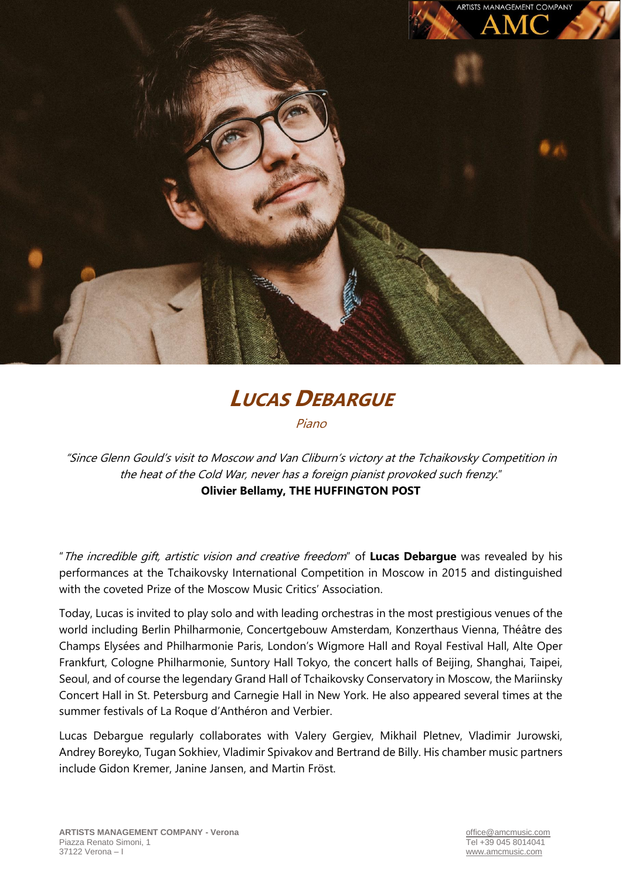# LUCAS DEBARGUE

*Piano*

*"Since Glenn Gould's visit to Moscow and Van Cliburn's victory at the Tchaikovsky Competition in the heat of the Cold War, never has a foreign pianist provoked such frenzy."*
**Olivier Bellamy, THE HUFFINGTON POST**

"*The incredible gift, artistic vision and creative freedom*" of **Lucas Debargue** was revealed by his performances at the Tchaikovsky International Competition in Moscow in 2015 and distinguished with the coveted Prize of the Moscow Music Critics' Association.

Today, Lucas is invited to play solo and with leading orchestras in the most prestigious venues of the world including Berlin Philharmonie, Concertgebouw Amsterdam, Konzerthaus Vienna, Théâtre des Champs Elysées and Philharmonie Paris, London's Wigmore Hall and Royal Festival Hall, Alte Oper Frankfurt, Cologne Philharmonie, Suntory Hall Tokyo, the concert halls of Beijing, Shanghai, Taipei, Seoul, and of course the legendary Grand Hall of Tchaikovsky Conservatory in Moscow, the Mariinsky Concert Hall in St. Petersburg and Carnegie Hall in New York. He also appeared several times at the summer festivals of La Roque d'Anthéron and Verbier.

Lucas Debargue regularly collaborates with Valery Gergiev, Mikhail Pletnev, Vladimir Jurowski, Andrey Boreyko, Tugan Sokhiev, Vladimir Spivakov and Bertrand de Billy. His chamber music partners include Gidon Kremer, Janine Jansen, and Martin Fröst.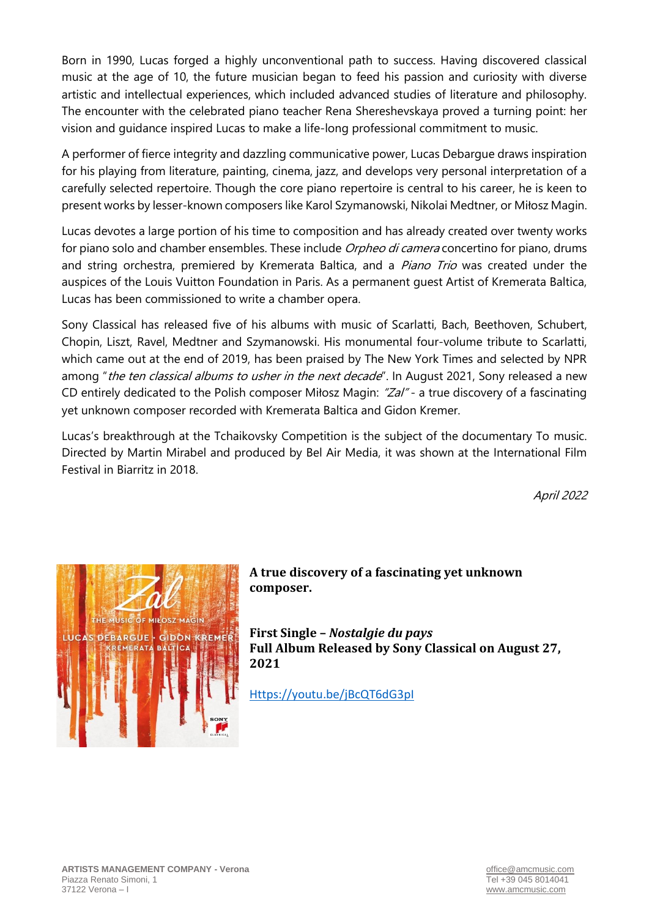Born in 1990, Lucas forged a highly unconventional path to success. Having discovered classical music at the age of 10, the future musician began to feed his passion and curiosity with diverse artistic and intellectual experiences, which included advanced studies of literature and philosophy. The encounter with the celebrated piano teacher Rena Shereshevskaya proved a turning point: her vision and guidance inspired Lucas to make a life-long professional commitment to music.

A performer of fierce integrity and dazzling communicative power, Lucas Debargue draws inspiration for his playing from literature, painting, cinema, jazz, and develops very personal interpretation of a carefully selected repertoire. Though the core piano repertoire is central to his career, he is keen to present works by lesser-known composers like Karol Szymanowski, Nikolai Medtner, or Miłosz Magin.

Lucas devotes a large portion of his time to composition and has already created over twenty works for piano solo and chamber ensembles. These include *Orpheo di camera* concertino for piano, drums and string orchestra, premiered by Kremerata Baltica, and a *Piano Trio* was created under the auspices of the Louis Vuitton Foundation in Paris. As a permanent guest Artist of Kremerata Baltica, Lucas has been commissioned to write a chamber opera.

Sony Classical has released five of his albums with music of Scarlatti, Bach, Beethoven, Schubert, Chopin, Liszt, Ravel, Medtner and Szymanowski. His monumental four-volume tribute to Scarlatti, which came out at the end of 2019, has been praised by The New York Times and selected by NPR among "*the ten classical albums to usher in the next decade*". In August 2021, Sony released a new CD entirely dedicated to the Polish composer Miłosz Magin: *"Zal"* - a true discovery of a fascinating yet unknown composer recorded with Kremerata Baltica and Gidon Kremer.

Lucas's breakthrough at the Tchaikovsky Competition is the subject of the documentary To music. Directed by Martin Mirabel and produced by Bel Air Media, it was shown at the International Film Festival in Biarritz in 2018.

*April 2022*

**A true discovery of a fascinating yet unknown composer.**

**First Single – *Nostalgie du pays***
**Full Album Released by Sony Classical on August 27, 2021**

Https://youtu.be/jBcQT6dG3pI

ARTISTS MANAGEMENT COMPANY - Verona
Piazza Renato Simoni, 1
37122 Verona – I

office@amcmusic.com
Tel +39 045 8014041
www.amcmusic.com